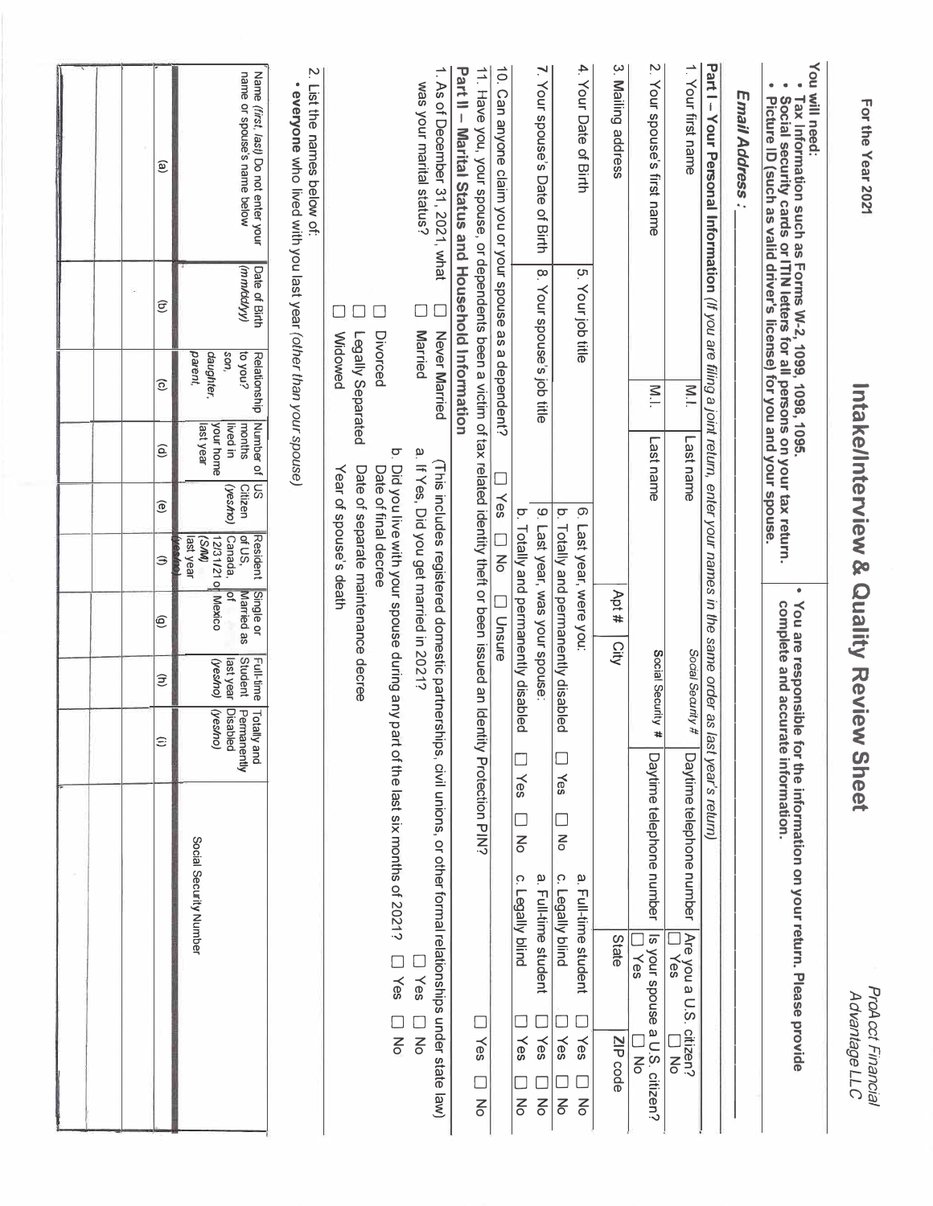For the Year 2021

# Intake/Interview & Quality Review Sheet

*ProAcct Financial Advantage LLC*

You will need:
- Tax information such as Forms W-2, 1099, 1098, 1095.
- Social security cards or ITIN letters for all persons on your tax return.
- Picture ID (such as valid driver's license) for you and your spouse.

- You are responsible for the information on your return. Please provide complete and accurate information.

***Email Address :*** ______________________

## Part I – Your Personal Information *(If you are filing a joint return, enter your names in the same order as last year's return)*

| 1. Your first name | M.I. | Last name | Social Security # | Daytime telephone number | Are you a U.S. citizen? ☐ Yes ☐ No |
|---|---|---|---|---|---|
| 2. Your spouse's first name | M.I. | Last name | Social Security # | Daytime telephone number | Is your spouse a U.S. citizen? ☐ Yes ☐ No |
| 3. Mailing address | | Apt # | City | State | ZIP code |

| | | |
|---|---|---|
| 4. Your Date of Birth | 5. Your job title | 6. Last year, were you: a. Full-time student ☐ Yes ☐ No<br>b. Totally and permanently disabled ☐ Yes ☐ No  c. Legally blind ☐ Yes ☐ No |
| 7. Your spouse's Date of Birth | 8. Your spouse's job title | 9. Last year, was your spouse: a. Full-time student ☐ Yes ☐ No<br>b. Totally and permanently disabled ☐ Yes ☐ No  c. Legally blind ☐ Yes ☐ No |

10. Can anyone claim you or your spouse as a dependent? ☐ Yes ☐ No ☐ Unsure

11. Have you, your spouse, or dependents been a victim of tax related identity theft or been issued an Identity Protection PIN? ☐ Yes ☐ No

## Part II – Marital Status and Household Information

1. As of December 31, 2021, what was your marital status?
   - ☐ Never Married
   - ☐ Married (This includes registered domestic partnerships, civil unions, or other formal relationships under state law)
     - a. If Yes, Did you get married in 2021? ☐ Yes ☐ No
     - b. Did you live with your spouse during any part of the last six months of 2021? ☐ Yes ☐ No
   - ☐ Divorced — Date of final decree
   - ☐ Legally Separated — Date of separate maintenance decree
   - ☐ Widowed — Year of spouse's death

2. List the names below of:
   - **everyone** who lived with you last year *(other than your spouse)*

| Name *(first, last)* Do not enter your name or spouse's name below | Date of Birth *(mm/dd/yy)* | Relationship to you? son, daughter, parent, | Number of months lived in your home last year | US Citizen *(yes/no)* | Resident of US, Canada, or Mexico last year *(yes/no)* | Single or Married as of 12/31/21 *(S/M)* | Full-time Student last year *(yes/no)* | Totally and Permanently Disabled *(yes/no)* | Social Security Number |
|---|---|---|---|---|---|---|---|---|---|
| (a) | (b) | (c) | (d) | (e) | (f) | (g) | (h) | (i) | |
| | | | | | | | | | |
| | | | | | | | | | |
| | | | | | | | | | |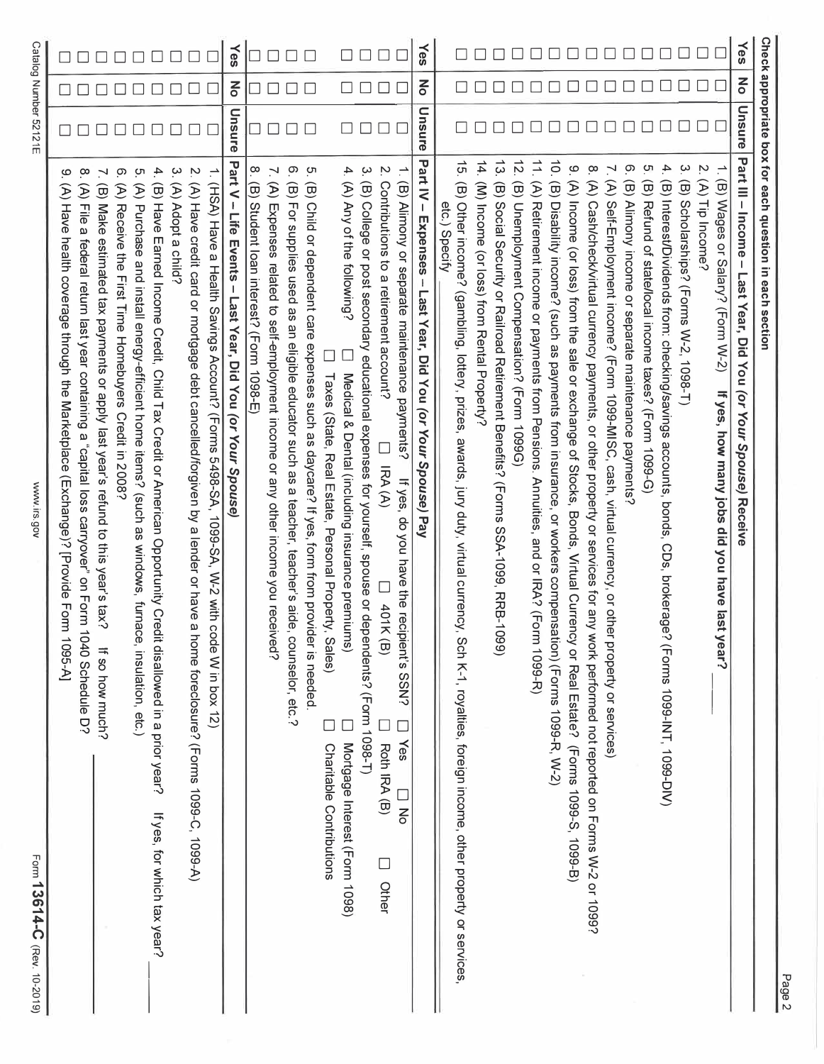**Check appropriate box for each question in each section**

| Yes | No | Unsure | Part III – Income – Last Year, Did You (or Your Spouse) Receive |
|---|---|---|---|
| ☐ | ☐ | ☐ | 1. (B) Wages or Salary? (Form W-2) **If yes, how many jobs did you have last year?** ____ |
| ☐ | ☐ | ☐ | 2. (A) Tip Income? |
| ☐ | ☐ | ☐ | 3. (B) Scholarships? (Forms W-2, 1098-T) |
| ☐ | ☐ | ☐ | 4. (B) Interest/Dividends from: checking/savings accounts, bonds, CDs, brokerage? (Forms 1099-INT, 1099-DIV) |
| ☐ | ☐ | ☐ | 5. (B) Refund of state/local income taxes? (Form 1099-G) |
| ☐ | ☐ | ☐ | 6. (B) Alimony income or separate maintenance payments? |
| ☐ | ☐ | ☐ | 7. (A) Self-Employment income? (Form 1099-MISC, cash, virtual currency, or other property or services) |
| ☐ | ☐ | ☐ | 8. (A) Cash/check/virtual currency payments, or other property or services for any work performed not reported on Forms W-2 or 1099? |
| ☐ | ☐ | ☐ | 9. (A) Income (or loss) from the sale or exchange of Stocks, Bonds, Virtual Currency or Real Estate? (Forms 1099-S, 1099-B) |
| ☐ | ☐ | ☐ | 10. (B) Disability income? (such as payments from insurance, or workers compensation) (Forms 1099-R, W-2) |
| ☐ | ☐ | ☐ | 11. (A) Retirement income or payments from Pensions, Annuities, and or IRA? (Form 1099-R) |
| ☐ | ☐ | ☐ | 12. (B) Unemployment Compensation? (Form 1099G) |
| ☐ | ☐ | ☐ | 13. (B) Social Security or Railroad Retirement Benefits? (Forms SSA-1099, RRB-1099) |
| ☐ | ☐ | ☐ | 14. (M) Income (or loss) from Rental Property? |
| ☐ | ☐ | ☐ | 15. (B) Other income? (gambling, lottery, prizes, awards, jury duty, virtual currency, Sch K-1, royalties, foreign income, other property or services, etc.) Specify ____ |

| Yes | No | Unsure | Part IV – Expenses – Last Year, Did You (or Your Spouse) Pay |
|---|---|---|---|
| ☐ | ☐ | ☐ | 1. (B) Alimony or separate maintenance payments? If yes, do you have the recipient's SSN? ☐ Yes ☐ No |
| ☐ | ☐ | ☐ | 2. Contributions to a retirement account? ☐ IRA (A) ☐ 401K (B) ☐ Roth IRA (B) ☐ Other |
| ☐ | ☐ | ☐ | 3. (B) College or post secondary educational expenses for yourself, spouse or dependents? (Form 1098-T) |
| ☐ | ☐ | ☐ | 4. (A) Any of the following? ☐ Medical & Dental (including insurance premiums) ☐ Mortgage Interest (Form 1098) ☐ Taxes (State, Real Estate, Personal Property, Sales) ☐ Charitable Contributions |
| ☐ | ☐ | ☐ | 5. (B) Child or dependent care expenses such as daycare? If yes, form from provider is needed. |
| ☐ | ☐ | ☐ | 6. (B) For supplies used as an eligible educator such as a teacher, teacher's aide, counselor, etc.? |
| ☐ | ☐ | ☐ | 7. (A) Expenses related to self-employment income or any other income you received? |
| ☐ | ☐ | ☐ | 8. (B) Student loan interest? (Form 1098-E) |

| Yes | No | Unsure | Part V – Life Events – Last Year, Did You (or Your Spouse) |
|---|---|---|---|
| ☐ | ☐ | ☐ | 1. (HSA) Have a Health Savings Account? (Forms 5498-SA, 1099-SA, W-2 with code W in box 12) |
| ☐ | ☐ | ☐ | 2. (A) Have credit card or mortgage debt cancelled/forgiven by a lender or have a home foreclosure? (Forms 1099-C, 1099-A) |
| ☐ | ☐ | ☐ | 3. (A) Adopt a child? |
| ☐ | ☐ | ☐ | 4. (B) Have Earned Income Credit, Child Tax Credit or American Opportunity Credit disallowed in a prior year? If yes, for which tax year? ____ |
| ☐ | ☐ | ☐ | 5. (A) Purchase and install energy-efficient home items? (such as windows, furnace, insulation, etc.) |
| ☐ | ☐ | ☐ | 6. (A) Receive the First Time Homebuyers Credit in 2008? |
| ☐ | ☐ | ☐ | 7. (B) Make estimated tax payments or apply last year's refund to this year's tax? If so how much? ____ |
| ☐ | ☐ | ☐ | 8. (A) File a federal return last year containing a "capital loss carryover" on Form 1040 Schedule D? |
| ☐ | ☐ | ☐ | 9. (A) Have health coverage through the Marketplace (Exchange)? [Provide Form 1095-A] |

Catalog Number 52121E www.irs.gov Form **13614-C** (Rev. 10-2019)